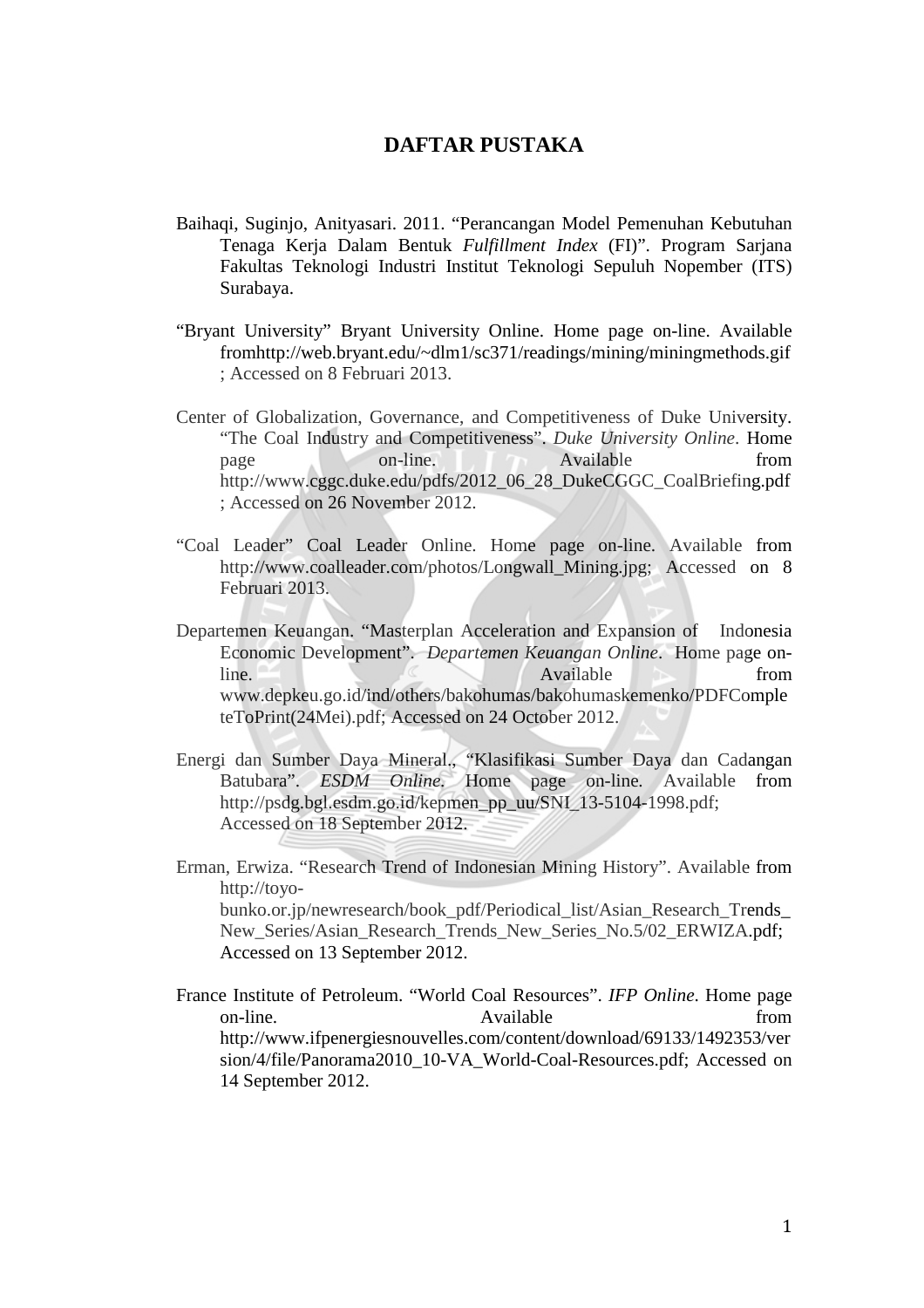# DAFTAR PUSTAKA

Baihaqi, Suginjo, Anityasari. 2011. "Perancangan Model Pemenuhan Kebutuhan Tenaga Kerja Dalam Bentuk *Fulfillment Index* (FI)". Program Sarjana Fakultas Teknologi Industri Institut Teknologi Sepuluh Nopember (ITS) Surabaya.

"Bryant University" Bryant University Online. Home page on-line. Available fromhttp://web.bryant.edu/~dlm1/sc371/readings/mining/miningmethods.gif ; Accessed on 8 Februari 2013.

Center of Globalization, Governance, and Competitiveness of Duke University. "The Coal Industry and Competitiveness". *Duke University Online*. Home page on-line. Available from http://www.cggc.duke.edu/pdfs/2012_06_28_DukeCGGC_CoalBriefing.pdf ; Accessed on 26 November 2012.

"Coal Leader" Coal Leader Online. Home page on-line. Available from http://www.coalleader.com/photos/Longwall_Mining.jpg; Accessed on 8 Februari 2013.

Departemen Keuangan. "Masterplan Acceleration and Expansion of Indonesia Economic Development". *Departemen Keuangan Online*. Home page on-line. Available from www.depkeu.go.id/ind/others/bakohumas/bakohumaskemenko/PDFCompleteToPrint(24Mei).pdf; Accessed on 24 October 2012.

Energi dan Sumber Daya Mineral., "Klasifikasi Sumber Daya dan Cadangan Batubara". *ESDM Online*. Home page on-line. Available from http://psdg.bgl.esdm.go.id/kepmen_pp_uu/SNI_13-5104-1998.pdf; Accessed on 18 September 2012.

Erman, Erwiza. "Research Trend of Indonesian Mining History". Available from http://toyo-bunko.or.jp/newresearch/book_pdf/Periodical_list/Asian_Research_Trends_New_Series/Asian_Research_Trends_New_Series_No.5/02_ERWIZA.pdf; Accessed on 13 September 2012.

France Institute of Petroleum. "World Coal Resources". *IFP Online*. Home page on-line. Available from http://www.ifpenergiesnouvelles.com/content/download/69133/1492353/version/4/file/Panorama2010_10-VA_World-Coal-Resources.pdf; Accessed on 14 September 2012.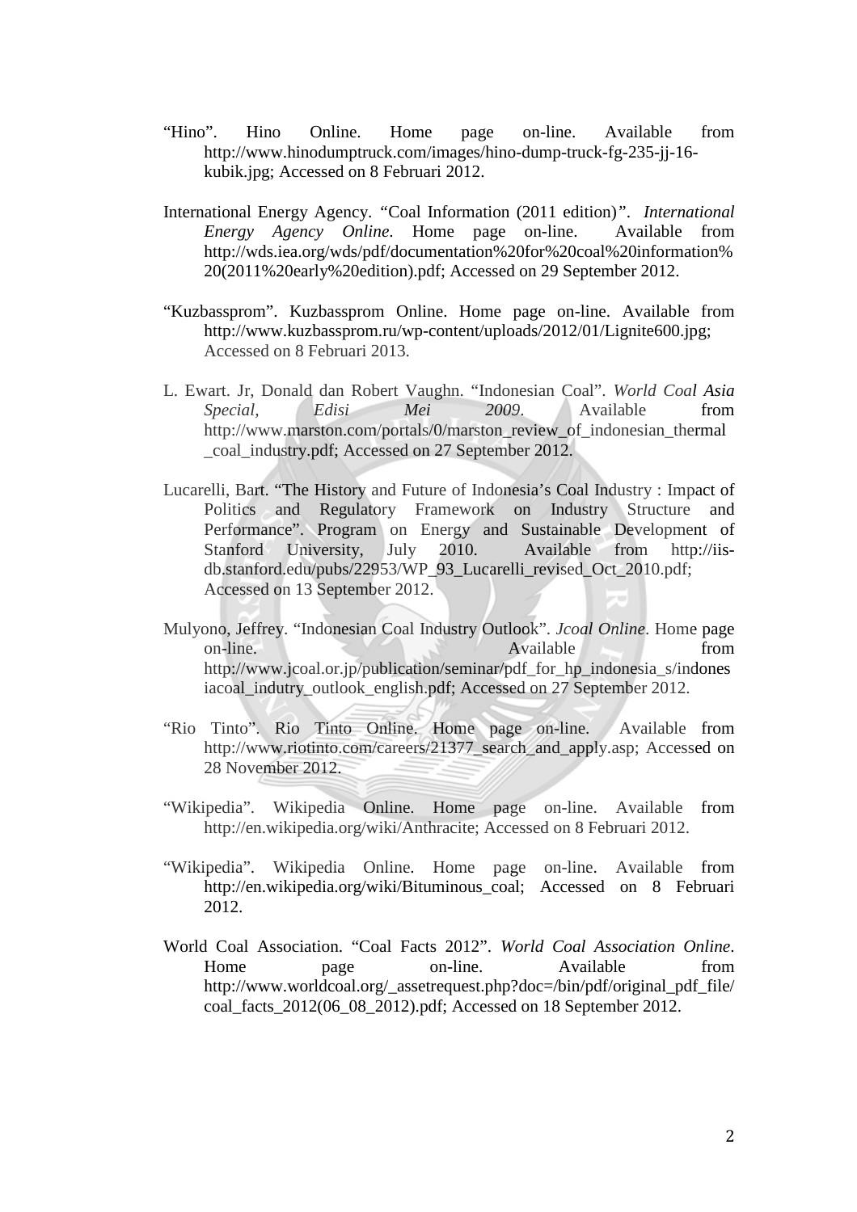"Hino". Hino Online. Home page on-line. Available from http://www.hinodumptruck.com/images/hino-dump-truck-fg-235-jj-16-kubik.jpg; Accessed on 8 Februari 2012.

International Energy Agency. "Coal Information (2011 edition)". *International Energy Agency Online*. Home page on-line. Available from http://wds.iea.org/wds/pdf/documentation%20for%20coal%20information%20(2011%20early%20edition).pdf; Accessed on 29 September 2012.

"Kuzbassprom". Kuzbassprom Online. Home page on-line. Available from http://www.kuzbassprom.ru/wp-content/uploads/2012/01/Lignite600.jpg; Accessed on 8 Februari 2013.

L. Ewart. Jr, Donald dan Robert Vaughn. "Indonesian Coal". *World Coal Asia Special, Edisi Mei 2009*. Available from http://www.marston.com/portals/0/marston_review_of_indonesian_thermal_coal_industry.pdf; Accessed on 27 September 2012.

Lucarelli, Bart. "The History and Future of Indonesia's Coal Industry : Impact of Politics and Regulatory Framework on Industry Structure and Performance". Program on Energy and Sustainable Development of Stanford University, July 2010. Available from http://iis-db.stanford.edu/pubs/22953/WP_93_Lucarelli_revised_Oct_2010.pdf; Accessed on 13 September 2012.

Mulyono, Jeffrey. "Indonesian Coal Industry Outlook". *Jcoal Online*. Home page on-line. Available from http://www.jcoal.or.jp/publication/seminar/pdf_for_hp_indonesia_s/indonesiacoal_indutry_outlook_english.pdf; Accessed on 27 September 2012.

"Rio Tinto". Rio Tinto Online. Home page on-line. Available from http://www.riotinto.com/careers/21377_search_and_apply.asp; Accessed on 28 November 2012.

"Wikipedia". Wikipedia Online. Home page on-line. Available from http://en.wikipedia.org/wiki/Anthracite; Accessed on 8 Februari 2012.

"Wikipedia". Wikipedia Online. Home page on-line. Available from http://en.wikipedia.org/wiki/Bituminous_coal; Accessed on 8 Februari 2012.

World Coal Association. "Coal Facts 2012". *World Coal Association Online*. Home page on-line. Available from http://www.worldcoal.org/_assetrequest.php?doc=/bin/pdf/original_pdf_file/coal_facts_2012(06_08_2012).pdf; Accessed on 18 September 2012.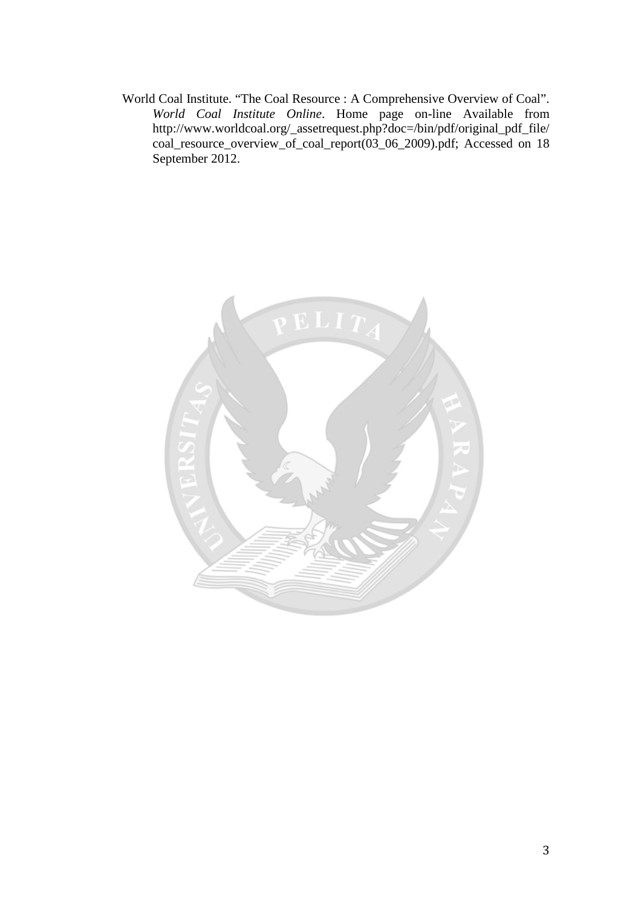World Coal Institute. “The Coal Resource : A Comprehensive Overview of Coal”. *World Coal Institute Online*. Home page on-line Available from http://www.worldcoal.org/_assetrequest.php?doc=/bin/pdf/original_pdf_file/coal_resource_overview_of_coal_report(03_06_2009).pdf; Accessed on 18 September 2012.